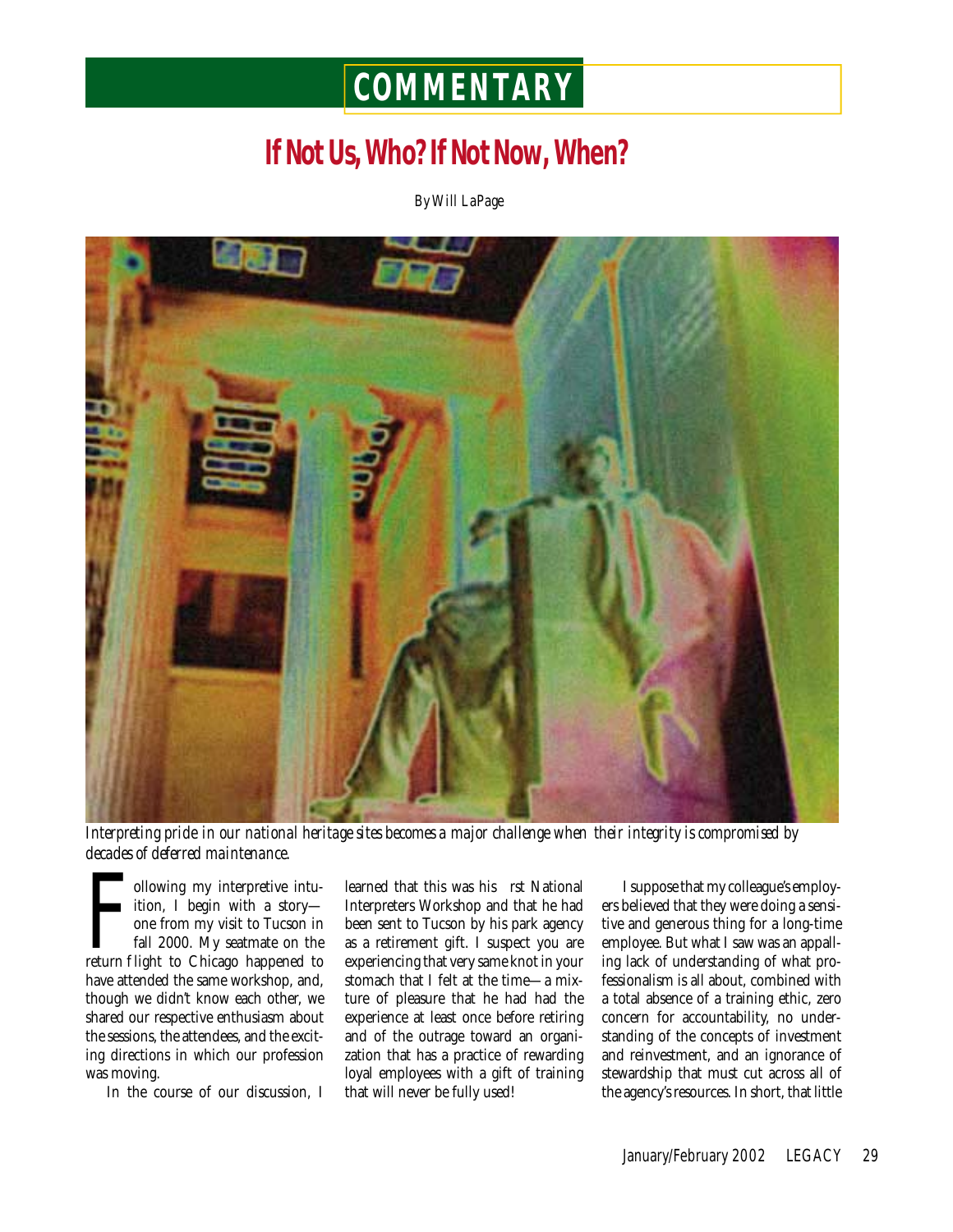# COMMENTARY

## If Not Us, Who? If Not Now, When?

By Will LaPage

*Interpreting pride in our national heritage sites becomes a major challenge when their integrity is compromised by decades of deferred maintenance.*

Following my interpretive intuition, I begin with a story—one from my visit to Tucson in fall 2000. My seatmate on the return flight to Chicago happened to have attended the same workshop, and, though we didn't know each other, we shared our respective enthusiasm about the sessions, the attendees, and the exciting directions in which our profession was moving.

In the course of our discussion, I learned that this was his rst National Interpreters Workshop and that he had been sent to Tucson by his park agency as a retirement gift. I suspect you are experiencing that very same knot in your stomach that I felt at the time—a mixture of pleasure that he had had the experience at least once before retiring and of the outrage toward an organization that has a practice of rewarding loyal employees with a gift of training that will never be fully used!

I suppose that my colleague's employers believed that they were doing a sensitive and generous thing for a long-time employee. But what I saw was an appalling lack of understanding of what professionalism is all about, combined with a total absence of a training ethic, zero concern for accountability, no understanding of the concepts of investment and reinvestment, and an ignorance of stewardship that must cut across all of the agency's resources. In short, that little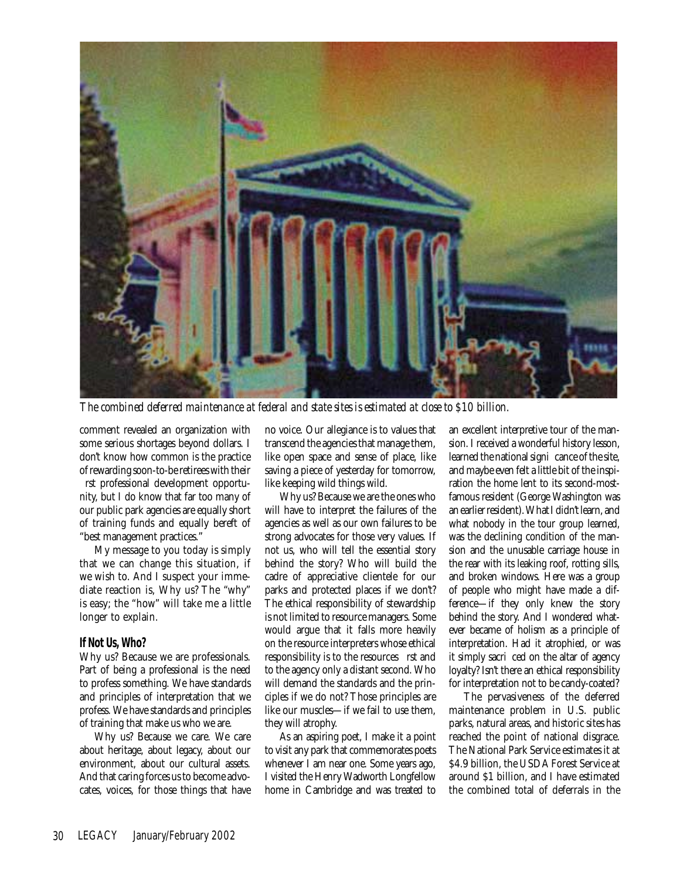*The combined deferred maintenance at federal and state sites is estimated at close to $10 billion.*

comment revealed an organization with some serious shortages beyond dollars. I don't know how common is the practice of rewarding soon-to-be retirees with their first professional development opportunity, but I do know that far too many of our public park agencies are equally short of training funds and equally bereft of "best management practices."

My message to you today is simply that we can change this situation, if we wish to. And I suspect your immediate reaction is, Why us? The "why" is easy; the "how" will take me a little longer to explain.

## If Not Us, Who?

Why us? Because we are professionals. Part of being a professional is the need to profess something. We have standards and principles of interpretation that we profess. We have standards and principles of training that make us who we are.

Why us? Because we care. We care about heritage, about legacy, about our environment, about our cultural assets. And that caring forces us to become advocates, voices, for those things that have no voice. Our allegiance is to values that transcend the agencies that manage them, like open space and sense of place, like saving a piece of yesterday for tomorrow, like keeping wild things wild.

Why us? Because we are the ones who will have to interpret the failures of the agencies as well as our own failures to be strong advocates for those very values. If not us, who will tell the essential story behind the story? Who will build the cadre of appreciative clientele for our parks and protected places if we don't? The ethical responsibility of stewardship is not limited to resource managers. Some would argue that it falls more heavily on the resource interpreters whose ethical responsibility is to the resources first and to the agency only a distant second. Who will demand the standards and the principles if we do not? Those principles are like our muscles—if we fail to use them, they will atrophy.

As an aspiring poet, I make it a point to visit any park that commemorates poets whenever I am near one. Some years ago, I visited the Henry Wadworth Longfellow home in Cambridge and was treated to an excellent interpretive tour of the mansion. I received a wonderful history lesson, learned the national significance of the site, and maybe even felt a little bit of the inspiration the home lent to its second-most-famous resident (George Washington was an earlier resident). What I didn't learn, and what nobody in the tour group learned, was the declining condition of the mansion and the unusable carriage house in the rear with its leaking roof, rotting sills, and broken windows. Here was a group of people who might have made a difference—if they only knew the story behind the story. And I wondered whatever became of holism as a principle of interpretation. Had it atrophied, or was it simply sacrificed on the altar of agency loyalty? Isn't there an ethical responsibility for interpretation not to be candy-coated?

The pervasiveness of the deferred maintenance problem in U.S. public parks, natural areas, and historic sites has reached the point of national disgrace. The National Park Service estimates it at $4.9 billion, the USDA Forest Service at around $1 billion, and I have estimated the combined total of deferrals in the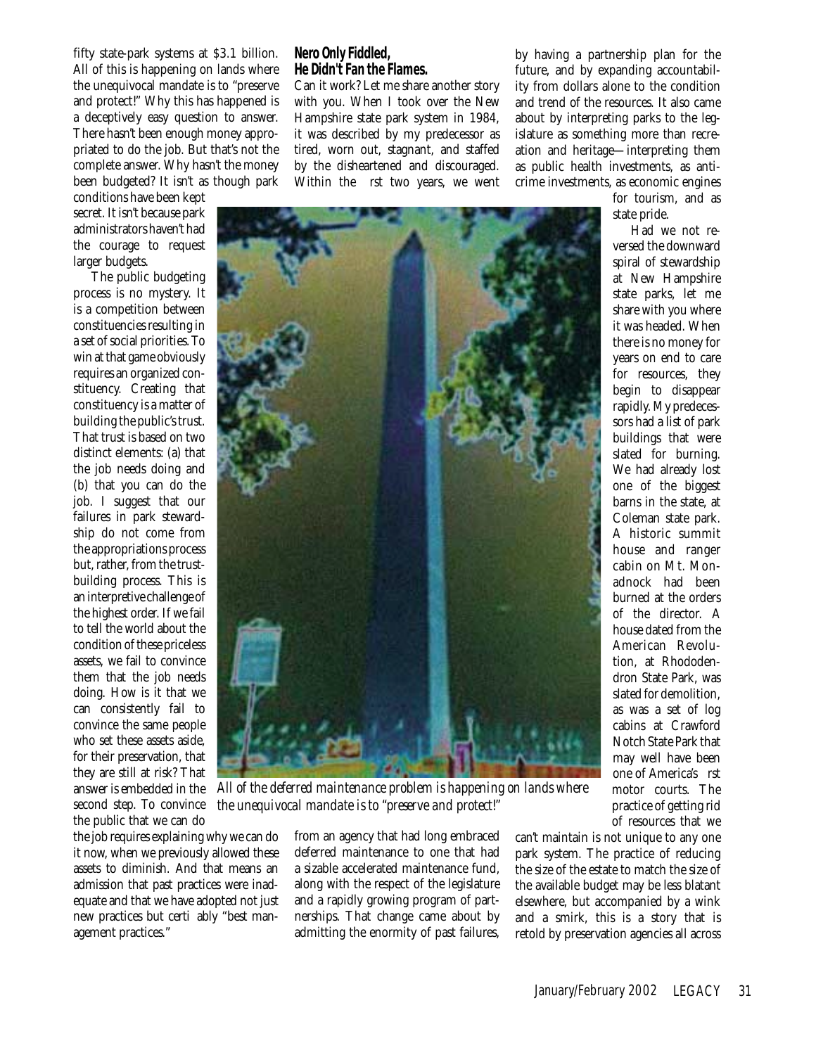fifty state-park systems at $3.1 billion. All of this is happening on lands where the unequivocal mandate is to "preserve and protect!" Why this has happened is a deceptively easy question to answer. There hasn't been enough money appropriated to do the job. But that's not the complete answer. Why hasn't the money been budgeted? It isn't as though park conditions have been kept secret. It isn't because park administrators haven't had the courage to request larger budgets.

The public budgeting process is no mystery. It is a competition between constituencies resulting in a set of social priorities. To win at that game obviously requires an organized constituency. Creating that constituency is a matter of building the public's trust. That trust is based on two distinct elements: (a) that the job needs doing and (b) that you can do the job. I suggest that our failures in park stewardship do not come from the appropriations process but, rather, from the trust-building process. This is an interpretive challenge of the highest order. If we fail to tell the world about the condition of these priceless assets, we fail to convince them that the job needs doing. How is it that we can consistently fail to convince the same people who set these assets aside, for their preservation, that they are still at risk? That answer is embedded in the second step. To convince the public that we can do the job requires explaining why we can do it now, when we previously allowed these assets to diminish. And that means an admission that past practices were inadequate and that we have adopted not just new practices but certi ably "best management practices."

## Nero Only Fiddled, He Didn't Fan the Flames.

Can it work? Let me share another story with you. When I took over the New Hampshire state park system in 1984, it was described by my predecessor as tired, worn out, stagnant, and staffed by the disheartened and discouraged. Within the rst two years, we went from an agency that had long embraced deferred maintenance to one that had a sizable accelerated maintenance fund, along with the respect of the legislature and a rapidly growing program of partnerships. That change came about by admitting the enormity of past failures, by having a partnership plan for the future, and by expanding accountability from dollars alone to the condition and trend of the resources. It also came about by interpreting parks to the legislature as something more than recreation and heritage—interpreting them as public health investments, as anti-crime investments, as economic engines for tourism, and as state pride.

*All of the deferred maintenance problem is happening on lands where the unequivocal mandate is to "preserve and protect!"*

Had we not reversed the downward spiral of stewardship at New Hampshire state parks, let me share with you where it was headed. When there is no money for years on end to care for resources, they begin to disappear rapidly. My predecessors had a list of park buildings that were slated for burning. We had already lost one of the biggest barns in the state, at Coleman state park. A historic summit house and ranger cabin on Mt. Monadnock had been burned at the orders of the director. A house dated from the American Revolution, at Rhododendron State Park, was slated for demolition, as was a set of log cabins at Crawford Notch State Park that may well have been one of America's rst motor courts. The practice of getting rid of resources that we can't maintain is not unique to any one park system. The practice of reducing the size of the estate to match the size of the available budget may be less blatant elsewhere, but accompanied by a wink and a smirk, this is a story that is retold by preservation agencies all across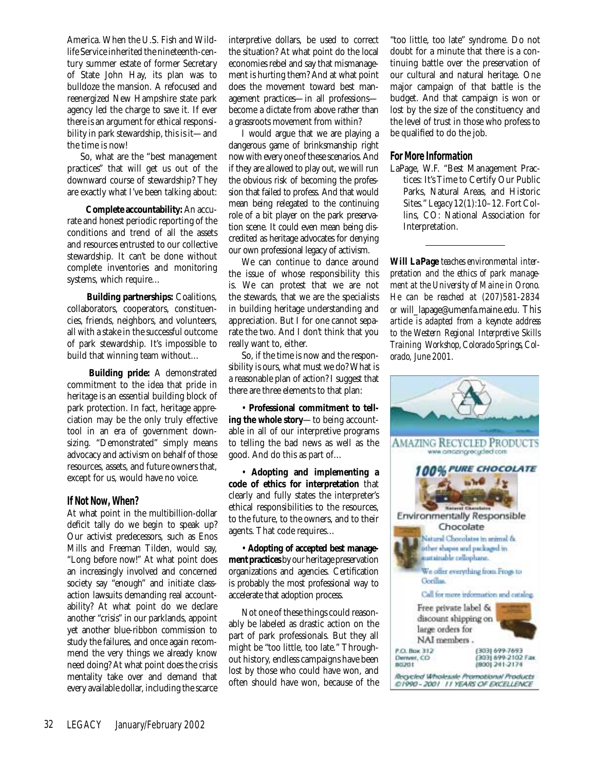America. When the U.S. Fish and Wildlife Service inherited the nineteenth-century summer estate of former Secretary of State John Hay, its plan was to bulldoze the mansion. A refocused and reenergized New Hampshire state park agency led the charge to save it. If ever there is an argument for ethical responsibility in park stewardship, this is it—and the time is now!

So, what are the "best management practices" that will get us out of the downward course of stewardship? They are exactly what I've been talking about:

**Complete accountability:** An accurate and honest periodic reporting of the conditions and trend of all the assets and resources entrusted to our collective stewardship. It can't be done without complete inventories and monitoring systems, which require…

**Building partnerships:** Coalitions, collaborators, cooperators, constituencies, friends, neighbors, and volunteers, all with a stake in the successful outcome of park stewardship. It's impossible to build that winning team without…

**Building pride:** A demonstrated commitment to the idea that pride in heritage is an essential building block of park protection. In fact, heritage appreciation may be the only truly effective tool in an era of government downsizing. "Demonstrated" simply means advocacy and activism on behalf of those resources, assets, and future owners that, except for us, would have no voice.

## If Not Now, When?

At what point in the multibillion-dollar deficit tally do we begin to speak up? Our activist predecessors, such as Enos Mills and Freeman Tilden, would say, "Long before now!" At what point does an increasingly involved and concerned society say "enough" and initiate class-action lawsuits demanding real accountability? At what point do we declare another "crisis" in our parklands, appoint yet another blue-ribbon commission to study the failures, and once again recommend the very things we already know need doing? At what point does the crisis mentality take over and demand that every available dollar, including the scarce interpretive dollars, be used to correct the situation? At what point do the local economies rebel and say that mismanagement is hurting them? And at what point does the movement toward best management practices—in all professions—become a dictate from above rather than a grassroots movement from within?

I would argue that we are playing a dangerous game of brinksmanship right now with every one of these scenarios. And if they are allowed to play out, we will run the obvious risk of becoming the profession that failed to profess. And that would mean being relegated to the continuing role of a bit player on the park preservation scene. It could even mean being discredited as heritage advocates for denying our own professional legacy of activism.

We can continue to dance around the issue of whose responsibility this is. We can protest that we are not the stewards, that we are the specialists in building heritage understanding and appreciation. But I for one cannot separate the two. And I don't think that you really want to, either.

So, if the time is now and the responsibility is ours, what must we do? What is a reasonable plan of action? I suggest that there are three elements to that plan:

• **Professional commitment to telling the whole story**—to being accountable in all of our interpretive programs to telling the bad news as well as the good. And do this as part of…

• **Adopting and implementing a code of ethics for interpretation** that clearly and fully states the interpreter's ethical responsibilities to the resources, to the future, to the owners, and to their agents. That code requires…

• **Adopting of accepted best management practices** by our heritage preservation organizations and agencies. Certification is probably the most professional way to accelerate that adoption process.

Not one of these things could reasonably be labeled as drastic action on the part of park professionals. But they all might be "too little, too late." Throughout history, endless campaigns have been lost by those who could have won, and often should have won, because of the "too little, too late" syndrome. Do not doubt for a minute that there is a continuing battle over the preservation of our cultural and natural heritage. One major campaign of that battle is the budget. And that campaign is won or lost by the size of the constituency and the level of trust in those who profess to be qualified to do the job.

## For More Information

LaPage, W.F. "Best Management Practices: It's Time to Certify Our Public Parks, Natural Areas, and Historic Sites." *Legacy* 12(1):10–12. Fort Collins, CO: National Association for Interpretation.

---

***Will LaPage*** *teaches environmental interpretation and the ethics of park management at the University of Maine in Orono. He can be reached at (207)581-2834 or will_lapage@umenfa.maine.edu. This article is adapted from a keynote address to the Western Regional Interpretive Skills Training Workshop, Colorado Springs, Colorado, June 2001.*

AMAZING RECYCLED PRODUCTS
www.amazingrecycled.com

100% PURE CHOCOLATE

Environmentally Responsible Chocolate

Natural Chocolates in animal & other shapes and packaged in sustainable cellophane.

We offer everything from Frogs to Gorillas.

Call for more information and catalog.

Free private label & discount shipping on large orders for NAI members.

P.O. Box 312
Denver, CO
80201

(303) 699-7693
(303) 699-2102 Fax
(800) 241-2174

Recycled Wholesale Promotional Products
©1990 - 2001 11 YEARS OF EXCELLENCE